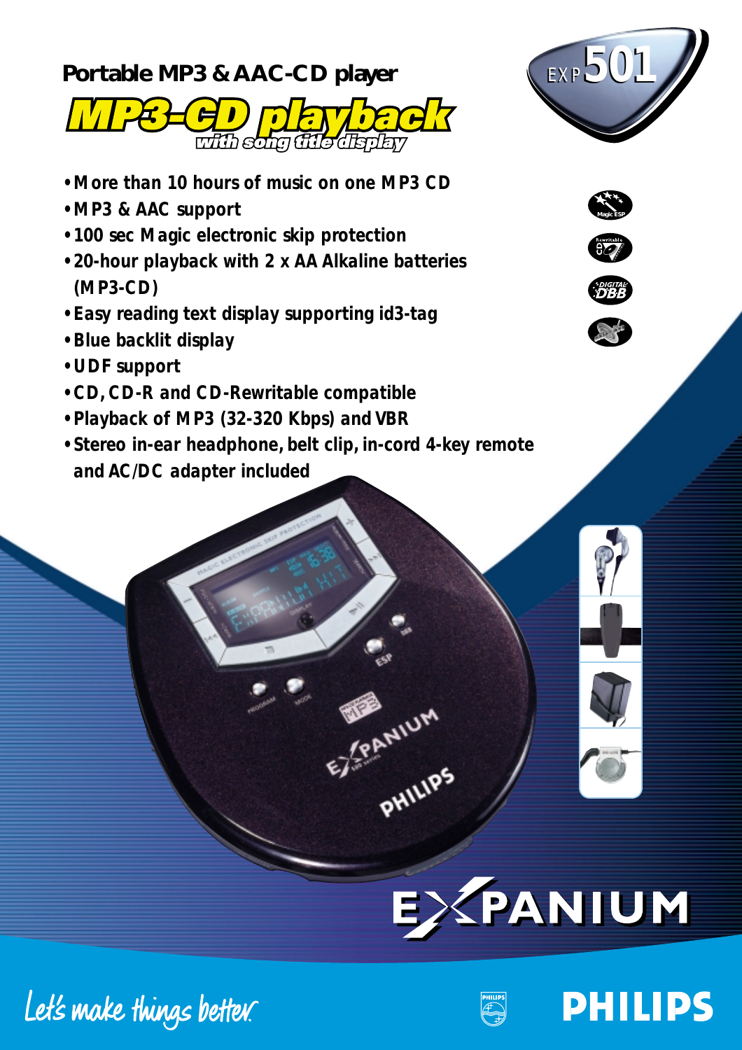# Portable MP3 & AAC-CD player

## MP3-CD playback

*with song title display*

EXP501

- More than 10 hours of music on one MP3 CD
- MP3 & AAC support
- 100 sec Magic electronic skip protection
- 20-hour playback with 2 x AA Alkaline batteries (MP3-CD)
- Easy reading text display supporting id3-tag
- Blue backlit display
- UDF support
- CD, CD-R and CD-Rewritable compatible
- Playback of MP3 (32-320 Kbps) and VBR
- Stereo in-ear headphone, belt clip, in-cord 4-key remote and AC/DC adapter included

EXPANIUM

Let's make things better.

PHILIPS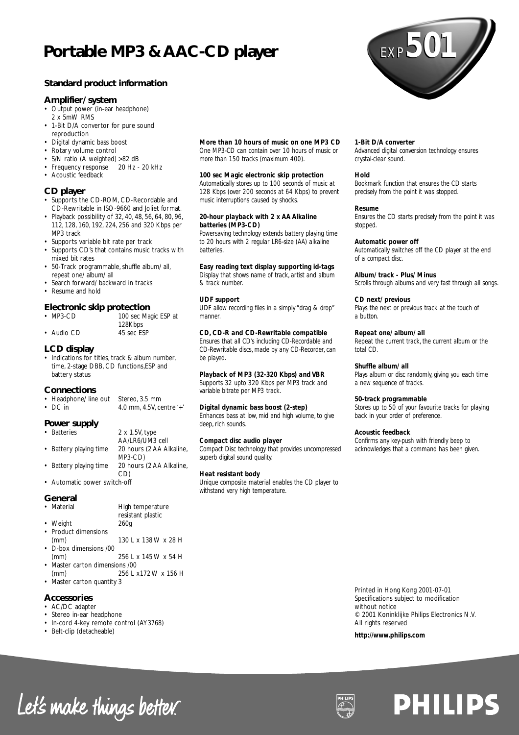# Portable MP3 & AAC-CD player

EXP501

## Standard product information

### Amplifier/system
- Output power (in-ear headphone) 2 x 5mW RMS
- 1-Bit D/A convertor for pure sound reproduction
- Digital dynamic bass boost
- Rotary volume control
- S/N ratio (A weighted) >82 dB
- Frequency response 20 Hz - 20 kHz
- Acoustic feedback

### CD player
- Supports the CD-ROM, CD-Recordable and CD-Rewritable in ISO-9660 and Joliet format.
- Playback possibility of 32, 40, 48, 56, 64, 80, 96, 112, 128, 160, 192, 224, 256 and 320 Kbps per MP3 track
- Supports variable bit rate per track
- Supports CD's that contains music tracks with mixed bit rates
- 50-Track programmable, shuffle album/all, repeat one/album/all
- Search forward/backward in tracks
- Resume and hold

### Electronic skip protection
- MP3-CD 100 sec Magic ESP at 128Kbps
- Audio CD 45 sec ESP

### LCD display
- Indications for titles, track & album number, time, 2-stage DBB, CD functions,ESP and battery status

### Connections
- Headphone/line out Stereo, 3.5 mm
- DC in 4.0 mm, 4.5V, centre '+'

### Power supply
- Batteries 2 x 1.5V, type AA/LR6/UM3 cell
- Battery playing time 20 hours (2 AA Alkaline, MP3-CD)
- Battery playing time 20 hours (2 AA Alkaline, CD)
- Automatic power switch-off

### General
- Material High temperature resistant plastic
- Weight 260g
- Product dimensions (mm) 130 L x 138 W x 28 H
- D-box dimensions /00 (mm) 256 L x 145 W x 54 H
- Master carton dimensions /00 (mm) 256 L x172 W x 156 H
- Master carton quantity 3

### Accessories
- AC/DC adapter
- Stereo in-ear headphone
- In-cord 4-key remote control (AY3768)
- Belt-clip (detacheable)

**More than 10 hours of music on one MP3 CD**
One MP3-CD can contain over 10 hours of music or more than 150 tracks (maximum 400).

**100 sec Magic electronic skip protection**
Automatically stores up to 100 seconds of music at 128 Kbps (over 200 seconds at 64 Kbps) to prevent music interruptions caused by shocks.

**20-hour playback with 2 x AA Alkaline batteries (MP3-CD)**
Powersaving technology extends battery playing time to 20 hours with 2 regular LR6-size (AA) alkaline batteries.

**Easy reading text display supporting id-tags**
Display that shows name of track, artist and album & track number.

**UDF support**
UDF allow recording files in a simply "drag & drop" manner.

**CD, CD-R and CD-Rewritable compatible**
Ensures that all CD's including CD-Recordable and CD-Rewritable discs, made by any CD-Recorder, can be played.

**Playback of MP3 (32-320 Kbps) and VBR**
Supports 32 upto 320 Kbps per MP3 track and variable bitrate per MP3 track.

**Digital dynamic bass boost (2-step)**
Enhances bass at low, mid and high volume, to give deep, rich sounds.

**Compact disc audio player**
Compact Disc technology that provides uncompressed superb digital sound quality.

**Heat resistant body**
Unique composite material enables the CD player to withstand very high temperature.

**1-Bit D/A converter**
Advanced digital conversion technology ensures crystal-clear sound.

**Hold**
Bookmark function that ensures the CD starts precisely from the point it was stopped.

**Resume**
Ensures the CD starts precisely from the point it was stopped.

**Automatic power off**
Automatically switches off the CD player at the end of a compact disc.

**Album/track - Plus/Minus**
Scrolls through albums and very fast through all songs.

**CD next/previous**
Plays the next or previous track at the touch of a button.

**Repeat one/album/all**
Repeat the current track, the current album or the total CD.

**Shuffle album/all**
Plays album or disc randomly, giving you each time a new sequence of tracks.

**50-track programmable**
Stores up to 50 of your favourite tracks for playing back in your order of preference.

**Acoustic feedback**
Confirms any key-push with friendly beep to acknowledges that a command has been given.

Printed in Hong Kong 2001-07-01
Specifications subject to modification without notice
© 2001 Koninklijke Philips Electronics N.V.
All rights reserved

**http://www.philips.com**

Let's make things better.

PHILIPS